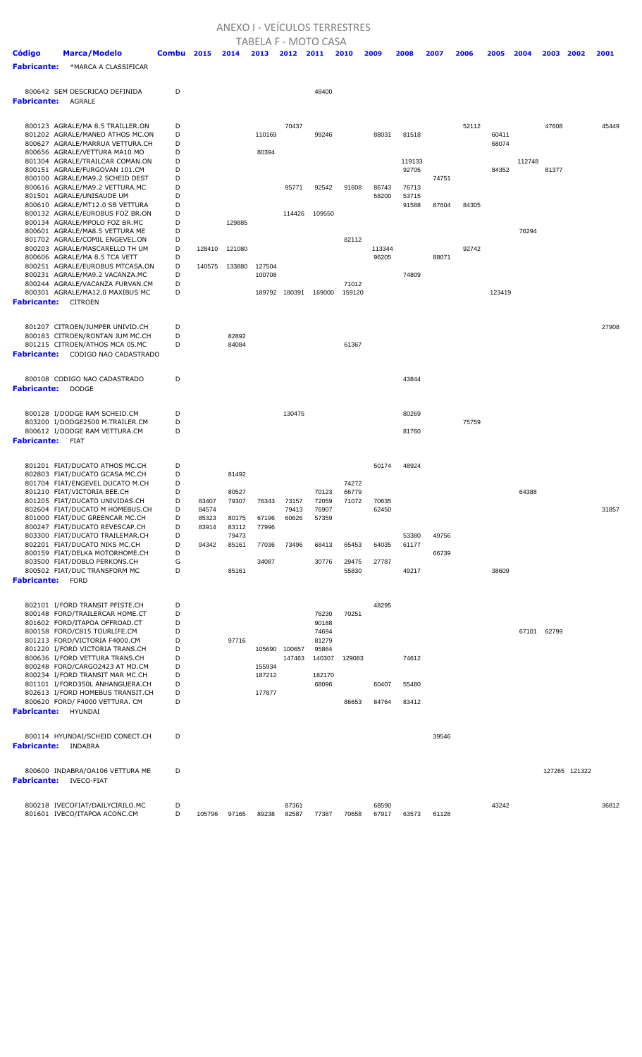# ANEXO I - VEÍCULOS TERRESTRES

## TABELA F - MOTO CASA

| Código | Marca/Modelo | Combu | 2015 | 2014 | 2013 | 2012 | 2011 | 2010 | 2009 | 2008 | 2007 | 2006 | 2005 | 2004 | 2003 | 2002 | 2001 |
|---|---|---|---|---|---|---|---|---|---|---|---|---|---|---|---|---|---|
| **Fabricante:** | *MARCA A CLASSIFICAR | | | | | | | | | | | | | | | | |
| 800642 | SEM DESCRICAO DEFINIDA | D | | | | | 48400 | | | | | | | | | | |
| **Fabricante:** | AGRALE | | | | | | | | | | | | | | | | |
| 800123 | AGRALE/MA 8.5 TRAILLER.ON | D | | | | 70437 | | | | | | 52112 | | | 47608 | | 45449 |
| 801202 | AGRALE/MANEO ATHOS MC.ON | D | | | 110169 | | 99246 | | 88031 | 81518 | | | 60411 | | | | |
| 800627 | AGRALE/MARRUA VETTURA.CH | D | | | | | | | | | | | 68074 | | | | |
| 800656 | AGRALE/VETTURA MA10.MO | D | | | 80394 | | | | | | | | | | | | |
| 801304 | AGRALE/TRAILCAR COMAN.ON | D | | | | | | | | 119133 | | | | 112748 | | | |
| 800151 | AGRALE/FURGOVAN 101.CM | D | | | | | | | | 92705 | | | 84352 | | 81377 | | |
| 800100 | AGRALE/MA9.2 SCHEID DEST | D | | | | | | | | | 74751 | | | | | | |
| 800616 | AGRALE/MA9.2 VETTURA.MC | D | | | | 95771 | 92542 | 91608 | 86743 | 76713 | | | | | | | |
| 801501 | AGRALE/UNISAUDE UM | D | | | | | | | 58200 | 53715 | | | | | | | |
| 800610 | AGRALE/MT12.0 SB VETTURA | D | | | | | | | | 91588 | 87604 | 84305 | | | | | |
| 800132 | AGRALE/EUROBUS FOZ BR.ON | D | | | | 114426 | 109550 | | | | | | | | | | |
| 800134 | AGRALE/MPOLO FOZ BR.MC | D | | 129885 | | | | | | | | | | | | | |
| 800601 | AGRALE/MA8.5 VETTURA ME | D | | | | | | | | | | | | 76294 | | | |
| 801702 | AGRALE/COMIL ENGEVEL.ON | D | | | | | | 82112 | | | | | | | | | |
| 800203 | AGRALE/MASCARELLO TH UM | D | 128410 | 121080 | | | | | 113344 | | | 92742 | | | | | |
| 800606 | AGRALE/MA 8.5 TCA VETT | D | | | | | | | 96205 | | 88071 | | | | | | |
| 800251 | AGRALE/EUROBUS MTCASA.ON | D | 140575 | 133880 | 127504 | | | | | | | | | | | | |
| 800231 | AGRALE/MA9.2 VACANZA.MC | D | | | 100708 | | | | | 74809 | | | | | | | |
| 800244 | AGRALE/VACANZA FURVAN.CM | D | | | | | | 71012 | | | | | | | | | |
| 800301 | AGRALE/MA12.0 MAXIBUS MC | D | | | 189792 | 180391 | 169000 | 159120 | | | | | 123419 | | | | |
| **Fabricante:** | CITROEN | | | | | | | | | | | | | | | | |
| 801207 | CITROEN/JUMPER UNIVID.CH | D | | | | | | | | | | | | | | | 27908 |
| 800183 | CITROEN/RONTAN JUM MC.CH | D | | 82892 | | | | | | | | | | | | | |
| 801215 | CITROEN/ATHOS MCA 05.MC | D | | 84084 | | | | 61367 | | | | | | | | | |
| **Fabricante:** | CODIGO NAO CADASTRADO | | | | | | | | | | | | | | | | |
| 800108 | CODIGO NAO CADASTRADO | D | | | | | | | | 43844 | | | | | | | |
| **Fabricante:** | DODGE | | | | | | | | | | | | | | | | |
| 800128 | I/DODGE RAM SCHEID.CM | D | | | | 130475 | | | | 80269 | | | | | | | |
| 803200 | I/DODGE2500 M.TRAILER.CM | D | | | | | | | | | | 75759 | | | | | |
| 800612 | I/DODGE RAM VETTURA.CM | D | | | | | | | | 81760 | | | | | | | |
| **Fabricante:** | FIAT | | | | | | | | | | | | | | | | |
| 801201 | FIAT/DUCATO ATHOS MC.CH | D | | | | | | | 50174 | 48924 | | | | | | | |
| 802803 | FIAT/DUCATO GCASA MC.CH | D | | 81492 | | | | | | | | | | | | | |
| 801704 | FIAT/ENGEVEL DUCATO M.CH | D | | | | | | 74272 | | | | | | | | | |
| 801210 | FIAT/VICTORIA BEE.CH | D | | 80527 | | | 70123 | 66779 | | | | | | 64388 | | | |
| 801205 | FIAT/DUCATO UNIVIDAS.CH | D | 83407 | 79307 | 76343 | 73157 | 72059 | 71072 | 70635 | | | | | | | | |
| 802604 | FIAT/DUCATO M HOMEBUS.CH | D | 84574 | | | 79413 | 76907 | | 62450 | | | | | | | | 31857 |
| 801000 | FIAT/DUC GREENCAR MC.CH | D | 85323 | 80175 | 67196 | 60626 | 57359 | | | | | | | | | | |
| 800247 | FIAT/DUCATO REVESCAP.CH | D | 83914 | 83112 | 77996 | | | | | | | | | | | | |
| 803300 | FIAT/DUCATO TRAILEMAR.CH | D | | 79473 | | | | | | 53380 | 49756 | | | | | | |
| 802201 | FIAT/DUCATO NIKS MC.CH | D | 94342 | 85161 | 77036 | 73496 | 68413 | 65453 | 64035 | 61177 | | | | | | | |
| 800159 | FIAT/DELKA MOTORHOME.CH | D | | | | | | | | | 66739 | | | | | | |
| 803500 | FIAT/DOBLO PERKONS.CH | G | | | 34087 | | 30776 | 29475 | 27787 | | | | | | | | |
| 800502 | FIAT/DUC TRANSFORM MC | D | | 85161 | | | | 55830 | | 49217 | | | 38609 | | | | |
| **Fabricante:** | FORD | | | | | | | | | | | | | | | | |
| 802101 | I/FORD TRANSIT PFISTE.CH | D | | | | | | | 48295 | | | | | | | | |
| 800148 | FORD/TRAILERCAR HOME.CT | D | | | | | 76230 | 70251 | | | | | | | | | |
| 801602 | FORD/ITAPOA OFFROAD.CT | D | | | | | 90188 | | | | | | | | | | |
| 800158 | FORD/C815 TOURLIFE.CM | D | | | | | 74694 | | | | | | | | 67101 | 62799 | |
| 801213 | FORD/VICTORIA F4000.CM | D | | 97716 | | | 81279 | | | | | | | | | | |
| 801220 | I/FORD VICTORIA TRANS.CH | D | | | 105690 | 100657 | 95864 | | | | | | | | | | |
| 800636 | I/FORD VETTURA TRANS.CH | D | | | | 147463 | 140307 | 129083 | | 74612 | | | | | | | |
| 800248 | FORD/CARGO2423 AT MD.CM | D | | | 155934 | | | | | | | | | | | | |
| 800234 | I/FORD TRANSIT MAR MC.CH | D | | | 187212 | | 182170 | | | | | | | | | | |
| 801101 | I/FORD350L ANHANGUERA.CH | D | | | | | 68096 | | 60407 | 55480 | | | | | | | |
| 802613 | I/FORD HOMEBUS TRANSIT.CH | D | | | 177877 | | | | | | | | | | | | |
| 800620 | FORD/ F4000 VETTURA. CM | D | | | | | | 86653 | 84764 | 83412 | | | | | | | |
| **Fabricante:** | HYUNDAI | | | | | | | | | | | | | | | | |
| 800114 | HYUNDAI/SCHEID CONECT.CH | D | | | | | | | | | 39546 | | | | | | |
| **Fabricante:** | INDABRA | | | | | | | | | | | | | | | | |
| 800600 | INDABRA/OA106 VETTURA ME | D | | | | | | | | | | | | | 127265 | 121322 | |
| **Fabricante:** | IVECO-FIAT | | | | | | | | | | | | | | | | |
| 800218 | IVECOFIAT/DAILYCIRILO.MC | D | | | | 87361 | | | 68590 | | | | 43242 | | | | 36812 |
| 801601 | IVECO/ITAPOA ACONC.CM | D | 105796 | 97165 | 89238 | 82587 | 77387 | 70658 | 67917 | 63573 | 61128 | | | | | | |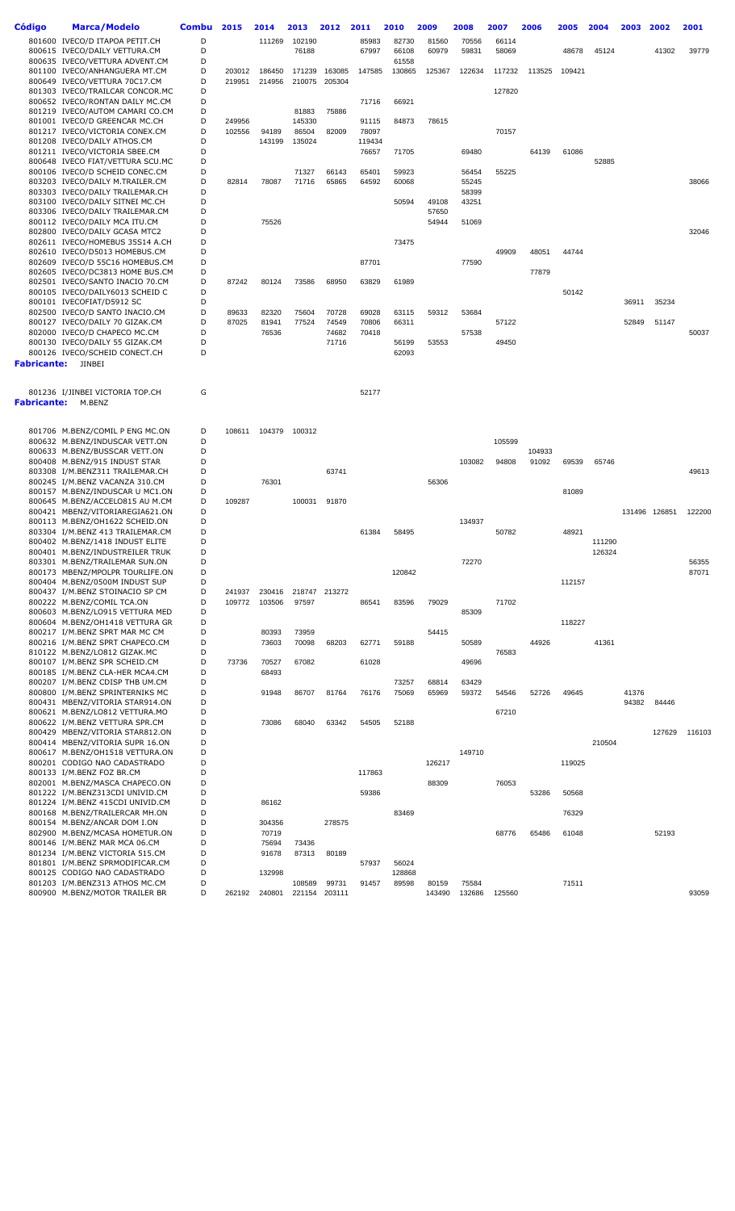| Código | Marca/Modelo | Combu | 2015 | 2014 | 2013 | 2012 | 2011 | 2010 | 2009 | 2008 | 2007 | 2006 | 2005 | 2004 | 2003 | 2002 | 2001 |
|---|---|---|---|---|---|---|---|---|---|---|---|---|---|---|---|---|---|
| 801600 | IVECO/D ITAPOA PETIT.CH | D | | 111269 | 102190 | | 85983 | 82730 | 81560 | 70556 | 66114 | | | | | | |
| 800615 | IVECO/DAILY VETTURA.CM | D | | | 76188 | | 67997 | 66108 | 60979 | 59831 | 58069 | | 48678 | 45124 | | 41302 | 39779 |
| 800635 | IVECO/VETTURA ADVENT.CM | D | | | | | | 61558 | | | | | | | | | |
| 801100 | IVECO/ANHANGUERA MT.CM | D | 203012 | 186450 | 171239 | 163085 | 147585 | 130865 | 125367 | 122634 | 117232 | 113525 | 109421 | | | | |
| 800649 | IVECO/VETTURA 70C17.CM | D | 219951 | 214956 | 210075 | 205304 | | | | | | | | | | | |
| 801303 | IVECO/TRAILCAR CONCOR.MC | D | | | | | | | | | 127820 | | | | | | |
| 800652 | IVECO/RONTAN DAILY MC.CM | D | | | | | 71716 | 66921 | | | | | | | | | |
| 801219 | IVECO/AUTOM CAMARI CO.CM | D | | | 81883 | 75886 | | | | | | | | | | | |
| 801001 | IVECO/D GREENCAR MC.CH | D | 249956 | | 145330 | | 91115 | 84873 | 78615 | | | | | | | | |
| 801217 | IVECO/VICTORIA CONEX.CM | D | 102556 | 94189 | 86504 | 82009 | 78097 | | | | 70157 | | | | | | |
| 801208 | IVECO/DAILY ATHOS.CM | D | | 143199 | 135024 | | 119434 | | | | | | | | | | |
| 801211 | IVECO/VICTORIA SBEE.CM | D | | | | | 76657 | 71705 | | 69480 | | 64139 | 61086 | | | | |
| 800648 | IVECO FIAT/VETTURA SCU.MC | D | | | | | | | | | | | | 52885 | | | |
| 800106 | IVECO/D SCHEID CONEC.CM | D | | | 71327 | 66143 | 65401 | 59923 | | 56454 | 55225 | | | | | | |
| 803203 | IVECO/DAILY M.TRAILER.CM | D | 82814 | 78087 | 71716 | 65865 | 64592 | 60068 | | 55245 | | | | | | | 38066 |
| 803303 | IVECO/DAILY TRAILEMAR.CH | D | | | | | | | | 58399 | | | | | | | |
| 803100 | IVECO/DAILY SITNEI MC.CH | D | | | | | | 50594 | 49108 | 43251 | | | | | | | |
| 803306 | IVECO/DAILY TRAILEMAR.CM | D | | | | | | | 57650 | | | | | | | | |
| 800112 | IVECO/DAILY MCA ITU.CM | D | | 75526 | | | | | 54944 | 51069 | | | | | | | |
| 802800 | IVECO/DAILY GCASA MTC2 | D | | | | | | | | | | | | | | | 32046 |
| 802611 | IVECO/HOMEBUS 35S14 A.CH | D | | | | | | 73475 | | | | | | | | | |
| 802610 | IVECO/D5013 HOMEBUS.CM | D | | | | | | | | | 49909 | 48051 | 44744 | | | | |
| 802609 | IVECO/D 55C16 HOMEBUS.CM | D | | | | | 87701 | | | 77590 | | | | | | | |
| 802605 | IVECO/DC3813 HOME BUS.CM | D | | | | | | | | | | 77879 | | | | | |
| 802501 | IVECO/SANTO INACIO 70.CM | D | 87242 | 80124 | 73586 | 68950 | 63829 | 61989 | | | | | | | | | |
| 800105 | IVECO/DAILY6013 SCHEID C | D | | | | | | | | | | | 50142 | | | | |
| 800101 | IVECOFIAT/D5912 SC | D | | | | | | | | | | | | | 36911 | 35234 | |
| 802500 | IVECO/D SANTO INACIO.CM | D | 89633 | 82320 | 75604 | 70728 | 69028 | 63115 | 59312 | 53684 | | | | | | | |
| 800127 | IVECO/DAILY 70 GIZAK.CM | D | 87025 | 81941 | 77524 | 74549 | 70806 | 66311 | | | 57122 | | | | 52849 | 51147 | |
| 802000 | IVECO/D CHAPECO MC.CM | D | | 76536 | | 74682 | 70418 | | | 57538 | | | | | | | 50037 |
| 800130 | IVECO/DAILY 55 GIZAK.CM | D | | | | 71716 | | 56199 | 53553 | | 49450 | | | | | | |
| 800126 | IVECO/SCHEID CONECT.CM | D | | | | | | 62093 | | | | | | | | | |

**Fabricante:** JINBEI

| Código | Marca/Modelo | Combu | 2015 | 2014 | 2013 | 2012 | 2011 | 2010 | 2009 | 2008 | 2007 | 2006 | 2005 | 2004 | 2003 | 2002 | 2001 |
|---|---|---|---|---|---|---|---|---|---|---|---|---|---|---|---|---|---|
| 801236 | I/JINBEI VICTORIA TOP.CH | G | | | | | 52177 | | | | | | | | | | |

**Fabricante:** M.BENZ

| Código | Marca/Modelo | Combu | 2015 | 2014 | 2013 | 2012 | 2011 | 2010 | 2009 | 2008 | 2007 | 2006 | 2005 | 2004 | 2003 | 2002 | 2001 |
|---|---|---|---|---|---|---|---|---|---|---|---|---|---|---|---|---|---|
| 801706 | M.BENZ/COMIL P ENG MC.ON | D | 108611 | 104379 | 100312 | | | | | | | | | | | | |
| 800632 | M.BENZ/INDUSCAR VETT.ON | D | | | | | | | | | 105599 | | | | | | |
| 800633 | M.BENZ/BUSSCAR VETT.ON | D | | | | | | | | | | 104933 | | | | | |
| 800408 | M.BENZ/915 INDUST STAR | D | | | | | | | | 103082 | 94808 | 91092 | 69539 | 65746 | | | |
| 803308 | I/M.BENZ311 TRAILEMAR.CH | D | | | | 63741 | | | | | | | | | | | 49613 |
| 800245 | I/M.BENZ VACANZA 310.CM | D | | 76301 | | | | | 56306 | | | | | | | | |
| 800157 | M.BENZ/INDUSCAR U MC1.ON | D | | | | | | | | | | | 81089 | | | | |
| 800645 | M.BENZ/ACCELO815 AU M.CM | D | 109287 | | 100031 | 91870 | | | | | | | | | | | |
| 800421 | MBENZ/VITORIAREGIA621.ON | D | | | | | | | | | | | | | 131496 | 126851 | 122200 |
| 800113 | M.BENZ/OH1622 SCHEID.ON | D | | | | | | | | 134937 | | | | | | | |
| 803304 | I/M.BENZ 413 TRAILEMAR.CM | D | | | | | 61384 | 58495 | | | 50782 | | 48921 | | | | |
| 800402 | M.BENZ/1418 INDUST ELITE | D | | | | | | | | | | | | 111290 | | | |
| 800401 | M.BENZ/INDUSTREILER TRUK | D | | | | | | | | | | | | 126324 | | | |
| 803301 | M.BENZ/TRAILEMAR SUN.ON | D | | | | | | | | 72270 | | | | | | | 56355 |
| 800173 | MBENZ/MPOLPR TOURLIFE.ON | D | | | | | | 120842 | | | | | | | | | 87071 |
| 800404 | M.BENZ/0500M INDUST SUP | D | | | | | | | | | | | 112157 | | | | |
| 800437 | I/M.BENZ STOINACIO SP CM | D | 241937 | 230416 | 218747 | 213272 | | | | | | | | | | | |
| 800222 | M.BENZ/COMIL TCA.ON | D | 109772 | 103506 | 97597 | | 86541 | 83596 | 79029 | | 71702 | | | | | | |
| 800603 | M.BENZ/LO915 VETTURA MED | D | | | | | | | | 85309 | | | | | | | |
| 800604 | M.BENZ/OH1418 VETTURA GR | D | | | | | | | | | | | 118227 | | | | |
| 800217 | I/M.BENZ SPRT MAR MC CM | D | | 80393 | 73959 | | | | 54415 | | | | | | | | |
| 800216 | I/M.BENZ SPRT CHAPECO.CM | D | | 73603 | 70098 | 68203 | 62771 | 59188 | | 50589 | | 44926 | | 41361 | | | |
| 810122 | M.BENZ/LO812 GIZAK.MC | D | | | | | | | | | 76583 | | | | | | |
| 800107 | I/M.BENZ SPR SCHEID.CM | D | 73736 | 70527 | 67082 | | 61028 | | | 49696 | | | | | | | |
| 800185 | I/M.BENZ CLA-HER MCA4.CM | D | | 68493 | | | | | | | | | | | | | |
| 800207 | I/M.BENZ CDISP THB UM.CM | D | | | | | | 73257 | 68814 | 63429 | | | | | | | |
| 800800 | I/M.BENZ SPRINTERNIKS MC | D | | 91948 | 86707 | 81764 | 76176 | 75069 | 65969 | 59372 | 54546 | 52726 | 49645 | | 41376 | | |
| 800431 | MBENZ/VITORIA STAR914.ON | D | | | | | | | | | | | | | 94382 | 84446 | |
| 800621 | M.BENZ/LO812 VETTURA.MO | D | | | | | | | | | 67210 | | | | | | |
| 800622 | I/M.BENZ VETTURA SPR.CM | D | | 73086 | 68040 | 63342 | 54505 | 52188 | | | | | | | | | |
| 800429 | MBENZ/VITORIA STAR812.ON | D | | | | | | | | | | | | | | 127629 | 116103 |
| 800414 | MBENZ/VITORIA SUPR 16.ON | D | | | | | | | | | | | | 210504 | | | |
| 800617 | M.BENZ/OH1518 VETTURA.ON | D | | | | | | | | 149710 | | | | | | | |
| 800201 | CODIGO NAO CADASTRADO | D | | | | | | | 126217 | | | | 119025 | | | | |
| 800133 | I/M.BENZ FOZ BR.CM | D | | | | | 117863 | | | | | | | | | | |
| 802001 | M.BENZ/MASCA CHAPECO.ON | D | | | | | | | 88309 | | 76053 | | | | | | |
| 801222 | I/M.BENZ313CDI UNIVID.CM | D | | | | | 59386 | | | | | 53286 | 50568 | | | | |
| 801224 | I/M.BENZ 415CDI UNIVID.CM | D | | 86162 | | | | | | | | | | | | | |
| 800168 | M.BENZ/TRAILERCAR MH.ON | D | | | | | | 83469 | | | | | 76329 | | | | |
| 800154 | M.BENZ/ANCAR DOM I.ON | D | | 304356 | | 278575 | | | | | | | | | | | |
| 802900 | M.BENZ/MCASA HOMETUR.ON | D | | 70719 | | | | | | | 68776 | 65486 | 61048 | | | 52193 | |
| 800146 | I/M.BENZ MAR MCA 06.CM | D | | 75694 | 73436 | | | | | | | | | | | | |
| 801234 | I/M.BENZ VICTORIA 515.CM | D | | 91678 | 87313 | 80189 | | | | | | | | | | | |
| 801801 | I/M.BENZ SPRMODIFICAR.CM | D | | | | | 57937 | 56024 | | | | | | | | | |
| 800125 | CODIGO NAO CADASTRADO | D | | 132998 | | | | 128868 | | | | | | | | | |
| 801203 | I/M.BENZ313 ATHOS MC.CM | D | | | 108589 | 99731 | 91457 | 89598 | 80159 | 75584 | | | 71511 | | | | |
| 800900 | M.BENZ/MOTOR TRAILER BR | D | 262192 | 240801 | 221154 | 203111 | | | 143490 | 132686 | 125560 | | | | | | 93059 |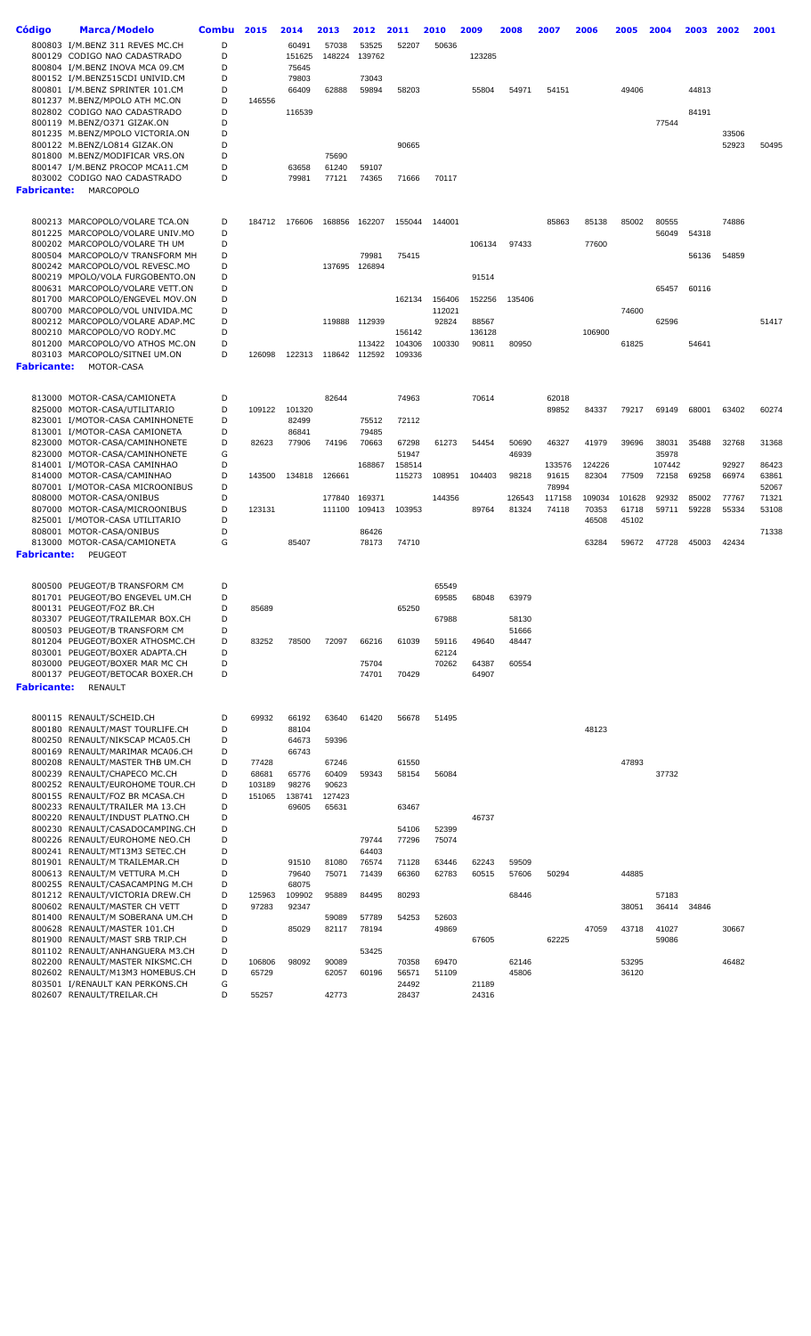| Código | Marca/Modelo | Combu | 2015 | 2014 | 2013 | 2012 | 2011 | 2010 | 2009 | 2008 | 2007 | 2006 | 2005 | 2004 | 2003 | 2002 | 2001 |
|---|---|---|---|---|---|---|---|---|---|---|---|---|---|---|---|---|---|
| 800803 | I/M.BENZ 311 REVES MC.CH | D | | 60491 | 57038 | 53525 | 52207 | 50636 | | | | | | | | | |
| 800129 | CODIGO NAO CADASTRADO | D | | 151625 | 148224 | 139762 | | | 123285 | | | | | | | | |
| 800804 | I/M.BENZ INOVA MCA 09.CM | D | | 75645 | | | | | | | | | | | | | |
| 800152 | I/M.BENZ515CDI UNIVID.CH | D | | 79803 | | 73043 | | | | | | | | | | | |
| 800801 | I/M.BENZ SPRINTER 101.CM | D | | 66409 | 62888 | 59894 | 58203 | | 55804 | 54971 | 54151 | | 49406 | | 44813 | | |
| 801237 | M.BENZ/MPOLO ATH MC.ON | D | 146556 | | | | | | | | | | | | | | |
| 802802 | CODIGO NAO CADASTRADO | D | | 116539 | | | | | | | | | | | 84191 | | |
| 800119 | M.BENZ/O371 GIZAK.ON | D | | | | | | | | | | | | 77544 | | | |
| 801235 | M.BENZ/MPOLO VICTORIA.ON | D | | | | | | | | | | | | | | 33506 | |
| 800122 | M.BENZ/LO814 GIZAK.ON | D | | | | | 90665 | | | | | | | | | 52923 | 50495 |
| 801800 | M.BENZ/MODIFICAR VRS.ON | D | | | 75690 | | | | | | | | | | | | |
| 800147 | I/M.BENZ PROCOP MCA11.CM | D | | 63658 | 61240 | 59107 | | | | | | | | | | | |
| 803002 | CODIGO NAO CADASTRADO | D | | 79981 | 77121 | 74365 | 71666 | 70117 | | | | | | | | | |
| **Fabricante:** | **MARCOPOLO** | | | | | | | | | | | | | | | | |
| 800213 | MARCOPOLO/VOLARE TCA.ON | D | 184712 | 176606 | 168856 | 162207 | 155044 | 144001 | | | 85863 | 85138 | 85002 | 80555 | | 74886 | |
| 801225 | MARCOPOLO/VOLARE UNIV.MO | D | | | | | | | | | | | | 56049 | 54318 | | |
| 800202 | MARCOPOLO/VOLARE TH UM | D | | | | | | | 106134 | 97433 | | 77600 | | | | | |
| 800504 | MARCOPOLO/V TRANSFORM MH | D | | | | 79981 | 75415 | | | | | | | | 56136 | 54859 | |
| 800242 | MARCOPOLO/VOL REVESC.MO | D | | | 137695 | 126894 | | | | | | | | | | | |
| 800219 | MPOLO/VOLA FURGOBENTO.ON | D | | | | | | | 91514 | | | | | | | | |
| 800631 | MARCOPOLO/VOLARE VETT.ON | D | | | | | | | | | | | | 65457 | 60116 | | |
| 801700 | MARCOPOLO/ENGEVEL MOV.ON | D | | | | | 162134 | 156406 | 152256 | 135406 | | | | | | | |
| 800700 | MARCOPOLO/VOL UNIVIDA.MC | D | | | | | | 112021 | | | | | 74600 | | | | |
| 800212 | MARCOPOLO/VOLARE ADAP.MC | D | | | 119888 | 112939 | | 92824 | 88567 | | | | | 62596 | | | 51417 |
| 800210 | MARCOPOLO/VO RODY.MC | D | | | | | 156142 | | 136128 | | | 106900 | | | | | |
| 801200 | MARCOPOLO/VO ATHOS MC.ON | D | | | | 113422 | 104306 | 100330 | 90811 | 80950 | | | 61825 | | 54641 | | |
| 803103 | MARCOPOLO/SITNEI UM.ON | D | 126098 | 122313 | 118642 | 112592 | 109336 | | | | | | | | | | |
| **Fabricante:** | **MOTOR-CASA** | | | | | | | | | | | | | | | | |
| 813000 | MOTOR-CASA/CAMIONETA | D | | | 82644 | | 74963 | | 70614 | | 62018 | | | | | | |
| 825000 | MOTOR-CASA/UTILITARIO | D | 109122 | 101320 | | | | | | | 89852 | 84337 | 79217 | 69149 | 68001 | 63402 | 60274 |
| 823001 | I/MOTOR-CASA CAMINHONETE | D | | 82499 | | 75512 | 72112 | | | | | | | | | | |
| 813001 | I/MOTOR-CASA CAMIONETA | D | | 86841 | | 79485 | | | | | | | | | | | |
| 823000 | MOTOR-CASA/CAMINHONETE | D | 82623 | 77906 | 74196 | 70663 | 67298 | 61273 | 54454 | 50690 | 46327 | 41979 | 39696 | 38031 | 35488 | 32768 | 31368 |
| 823000 | MOTOR-CASA/CAMINHONETE | G | | | | | 51947 | | | 46939 | | | | 35978 | | | |
| 814001 | I/MOTOR-CASA CAMINHAO | D | | | | 168867 | 158514 | | | | 133576 | 124226 | | 107442 | | 92927 | 86423 |
| 814000 | MOTOR-CASA/CAMINHAO | D | 143500 | 134818 | 126661 | | 115273 | 108951 | 104403 | 98218 | 91615 | 82304 | 77509 | 72158 | 69258 | 66974 | 63861 |
| 807001 | I/MOTOR-CASA MICROONIBUS | D | | | | | | | | | 78994 | | | | | | 52067 |
| 808000 | MOTOR-CASA/ONIBUS | D | | | 177840 | 169371 | | 144356 | | 126543 | 117158 | 109034 | 101628 | 92932 | 85002 | 77767 | 71321 |
| 807000 | MOTOR-CASA/MICROONIBUS | D | 123131 | | 111100 | 109413 | 103953 | | 89764 | 81324 | 74118 | 70353 | 61718 | 59711 | 59228 | 55334 | 53108 |
| 825001 | I/MOTOR-CASA UTILITARIO | D | | | | | | | | | | 46508 | 45102 | | | | |
| 808001 | MOTOR-CASA/ONIBUS | D | | | | 86426 | | | | | | | | | | | 71338 |
| 813000 | MOTOR-CASA/CAMIONETA | G | | 85407 | | 78173 | 74710 | | | | | 63284 | 59672 | 47728 | 45003 | 42434 | |
| **Fabricante:** | **PEUGEOT** | | | | | | | | | | | | | | | | |
| 800500 | PEUGEOT/B TRANSFORM CM | D | | | | | | 65549 | | | | | | | | | |
| 801701 | PEUGEOT/BO ENGEVEL UM.CH | D | | | | | | 69585 | 68048 | 63979 | | | | | | | |
| 800131 | PEUGEOT/FOZ BR.CH | D | 85689 | | | | 65250 | | | | | | | | | | |
| 803307 | PEUGEOT/TRAILEMAR BOX.CH | D | | | | | | 67988 | | 58130 | | | | | | | |
| 800503 | PEUGEOT/B TRANSFORM CM | D | | | | | | | | 51666 | | | | | | | |
| 801204 | PEUGEOT/BOXER ATHOSMC.CH | D | 83252 | 78500 | 72097 | 66216 | 61039 | 59116 | 49640 | 48447 | | | | | | | |
| 803001 | PEUGEOT/BOXER ADAPTA.CH | D | | | | | | 62124 | | | | | | | | | |
| 803000 | PEUGEOT/BOXER MAR MC CH | D | | | | 75704 | | 70262 | 64387 | 60554 | | | | | | | |
| 800137 | PEUGEOT/BETOCAR BOXER.CH | D | | | | 74701 | 70429 | | 64907 | | | | | | | | |
| **Fabricante:** | **RENAULT** | | | | | | | | | | | | | | | | |
| 800115 | RENAULT/SCHEID.CH | D | 69932 | 66192 | 63640 | 61420 | 56678 | 51495 | | | | | | | | | |
| 800180 | RENAULT/MAST TOURLIFE.CH | D | | 88104 | | | | | | | | 48123 | | | | | |
| 800250 | RENAULT/NIKSCAP MCA05.CH | D | | 64673 | 59396 | | | | | | | | | | | | |
| 800169 | RENAULT/MARIMAR MCA06.CH | D | | 66743 | | | | | | | | | | | | | |
| 800208 | RENAULT/MASTER THB UM.CH | D | 77428 | | 67246 | | 61550 | | | | | | 47893 | | | | |
| 800239 | RENAULT/CHAPECO MC.CH | D | 68681 | 65776 | 60409 | 59343 | 58154 | 56084 | | | | | | 37732 | | | |
| 800252 | RENAULT/EUROHOME TOUR.CH | D | 103189 | 98276 | 90623 | | | | | | | | | | | | |
| 800155 | RENAULT/FOZ BR MCASA.CH | D | 151065 | 138741 | 127423 | | | | | | | | | | | | |
| 800233 | RENAULT/TRAILER MA 13.CH | D | | 69605 | 65631 | | 63467 | | | | | | | | | | |
| 800220 | RENAULT/INDUST PLATNO.CH | D | | | | | | | 46737 | | | | | | | | |
| 800230 | RENAULT/CASADOCAMPING.CH | D | | | | | 54106 | 52399 | | | | | | | | | |
| 800226 | RENAULT/EUROHOME NEO.CH | D | | | | 79744 | 77296 | 75074 | | | | | | | | | |
| 800241 | RENAULT/MT13M3 SETEC.CH | D | | | | 64403 | | | | | | | | | | | |
| 801901 | RENAULT/M TRAILEMAR.CH | D | | 91510 | 81080 | 76574 | 71128 | 63446 | 62243 | 59509 | | | | | | | |
| 800613 | RENAULT/M VETTURA M.CH | D | | 79640 | 75071 | 71439 | 66360 | 62783 | 60515 | 57606 | 50294 | | 44885 | | | | |
| 800255 | RENAULT/CASACAMPING M.CH | D | | 68075 | | | | | | | | | | | | | |
| 801212 | RENAULT/VICTORIA DREW.CH | D | 125963 | 109902 | 95889 | 84495 | 80293 | | | 68446 | | | | 57183 | | | |
| 800602 | RENAULT/MASTER CH VETT | D | 97283 | 92347 | | | | | | | | | 38051 | 36414 | 34846 | | |
| 801400 | RENAULT/M SOBERANA UM.CH | D | | | 59089 | 57789 | 54253 | 52603 | | | | | | | | | |
| 800628 | RENAULT/MASTER 101.CH | D | | 85029 | 82117 | 78194 | | 49869 | | | | 47059 | 43718 | 41027 | | 30667 | |
| 801900 | RENAULT/MAST SRB TRIP.CH | D | | | | | | | 67605 | | 62225 | | | 59086 | | | |
| 801102 | RENAULT/ANHANGUERA M3.CH | D | | | | 53425 | | | | | | | | | | | |
| 802200 | RENAULT/MASTER NIKSMC.CH | D | 106806 | 98092 | 90089 | | 70358 | 69470 | | 62146 | | | 53295 | | | 46482 | |
| 802602 | RENAULT/M13M3 HOMEBUS.CH | D | 65729 | | 62057 | 60196 | 56571 | 51109 | | 45806 | | | 36120 | | | | |
| 803501 | I/RENAULT KAN PERKONS.CH | G | | | | | 24492 | | 21189 | | | | | | | | |
| 802607 | RENAULT/TREILAR.CH | D | 55257 | | 42773 | | 28437 | | 24316 | | | | | | | | |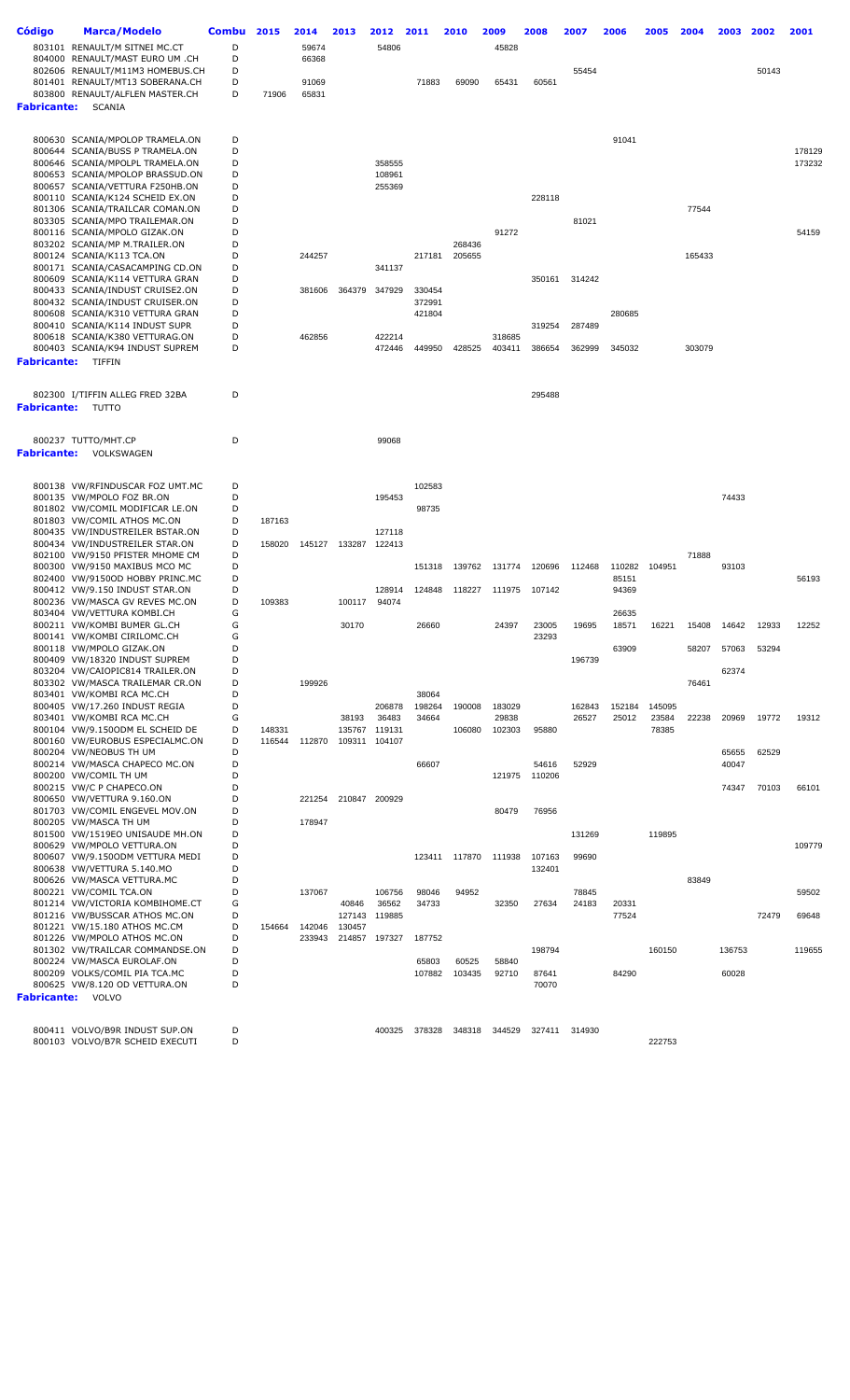| Código | Marca/Modelo | Combu | 2015 | 2014 | 2013 | 2012 | 2011 | 2010 | 2009 | 2008 | 2007 | 2006 | 2005 | 2004 | 2003 | 2002 | 2001 |
|---|---|---|---|---|---|---|---|---|---|---|---|---|---|---|---|---|---|
| 803101 | RENAULT/M SITNEI MC.CT | D | | 59674 | | 54806 | | | 45828 | | | | | | | | |
| 804000 | RENAULT/MAST EURO UM .CH | D | | 66368 | | | | | | | | | | | | | |
| 802606 | RENAULT/M11M3 HOMEBUS.CH | D | | | | | | | | | 55454 | | | | | 50143 | |
| 801401 | RENAULT/MT13 SOBERANA.CH | D | | 91069 | | | 71883 | 69090 | 65431 | 60561 | | | | | | | |
| 803800 | RENAULT/ALFLEN MASTER.CH | D | 71906 | 65831 | | | | | | | | | | | | | |
| **Fabricante:** | SCANIA | | | | | | | | | | | | | | | | |
| 800630 | SCANIA/MPOLOP TRAMELA.ON | D | | | | | | | | | | 91041 | | | | | |
| 800644 | SCANIA/BUSS P TRAMELA.ON | D | | | | | | | | | | | | | | | 178129 |
| 800646 | SCANIA/MPOLPL TRAMELA.ON | D | | | | 358555 | | | | | | | | | | | 173232 |
| 800653 | SCANIA/MPOLOP BRASSUD.ON | D | | | | 108961 | | | | | | | | | | | |
| 800657 | SCANIA/VETTURA F250HB.ON | D | | | | 255369 | | | | | | | | | | | |
| 800110 | SCANIA/K124 SCHEID EX.ON | D | | | | | | | | 228118 | | | | | | | |
| 801306 | SCANIA/TRAILCAR COMAN.ON | D | | | | | | | | | | | | 77544 | | | |
| 803305 | SCANIA/MPO TRAILEMAR.ON | D | | | | | | | | | 81021 | | | | | | |
| 800116 | SCANIA/MPOLO GIZAK.ON | D | | | | | | | 91272 | | | | | | | | 54159 |
| 803202 | SCANIA/MP M.TRAILER.ON | D | | | | | | 268436 | | | | | | | | | |
| 800124 | SCANIA/K113 TCA.ON | D | | 244257 | | | 217181 | 205655 | | | | | | 165433 | | | |
| 800171 | SCANIA/CASACAMPING CD.ON | D | | | | 341137 | | | | | | | | | | | |
| 800609 | SCANIA/K114 VETTURA GRAN | D | | | | | | | | 350161 | 314242 | | | | | | |
| 800433 | SCANIA/INDUST CRUISE2.ON | D | | 381606 | 364379 | 347929 | 330454 | | | | | | | | | | |
| 800432 | SCANIA/INDUST CRUISER.ON | D | | | | | 372991 | | | | | | | | | | |
| 800608 | SCANIA/K310 VETTURA GRAN | D | | | | | 421804 | | | | | 280685 | | | | | |
| 800410 | SCANIA/K114 INDUST SUPR | D | | | | | | | | 319254 | 287489 | | | | | | |
| 800618 | SCANIA/K380 VETTURAG.ON | D | | 462856 | | 422214 | | | 318685 | | | | | | | | |
| 800403 | SCANIA/K94 INDUST SUPREM | D | | | | 472446 | 449950 | 428525 | 403411 | 386654 | 362999 | 345032 | | 303079 | | | |
| **Fabricante:** | TIFFIN | | | | | | | | | | | | | | | | |
| 802300 | I/TIFFIN ALLEG FRED 32BA | D | | | | | | | | 295488 | | | | | | | |
| **Fabricante:** | TUTTO | | | | | | | | | | | | | | | | |
| 800237 | TUTTO/MHT.CP | D | | | | 99068 | | | | | | | | | | | |
| **Fabricante:** | VOLKSWAGEN | | | | | | | | | | | | | | | | |
| 800138 | VW/RFINDUSCAR FOZ UMT.MC | D | | | | | 102583 | | | | | | | | | | |
| 800135 | VW/MPOLO FOZ BR.ON | D | | | | 195453 | | | | | | | | | 74433 | | |
| 801802 | VW/COMIL MODIFICAR LE.ON | D | | | | | 98735 | | | | | | | | | | |
| 801803 | VW/COMIL ATHOS MC.ON | D | 187163 | | | | | | | | | | | | | | |
| 800435 | VW/INDUSTREILER BSTAR.ON | D | | | | 127118 | | | | | | | | | | | |
| 800434 | VW/INDUSTREILER STAR.ON | D | 158020 | 145127 | 133287 | 122413 | | | | | | | | | | | |
| 802100 | VW/9150 PFISTER MHOME CM | D | | | | | | | | | | | | 71888 | | | |
| 800300 | VW/9150 MAXIBUS MCO MC | D | | | | | 151318 | 139762 | 131774 | 120696 | 112468 | 110282 | 104951 | | 93103 | | |
| 802400 | VW/9150OD HOBBY PRINC.MC | D | | | | | | | | | | 85151 | | | | | 56193 |
| 800412 | VW/9.150 INDUST STAR.ON | D | | | | 128914 | 124848 | 118227 | 111975 | 107142 | | 94369 | | | | | |
| 800236 | VW/MASCA GV REVES MC.ON | D | 109383 | | 100117 | 94074 | | | | | | | | | | | |
| 803404 | VW/VETTURA KOMBI.CH | G | | | | | | | | | | 26635 | | | | | |
| 800211 | VW/KOMBI BUMER GL.CH | G | | | 30170 | | 26660 | | 24397 | 23005 | 19695 | 18571 | 16221 | 15408 | 14642 | 12933 | 12252 |
| 800141 | VW/KOMBI CIRILOMC.CH | G | | | | | | | | 23293 | | | | | | | |
| 800118 | VW/MPOLO GIZAK.ON | D | | | | | | | | | | 63909 | | 58207 | 57063 | 53294 | |
| 800409 | VW/18320 INDUST SUPREM | D | | | | | | | | | 196739 | | | | | | |
| 803204 | VW/CAIOPIC814 TRAILER.ON | D | | | | | | | | | | | | | 62374 | | |
| 803302 | VW/MASCA TRAILEMAR CR.ON | D | | 199926 | | | | | | | | | | 76461 | | | |
| 803401 | VW/KOMBI RCA MC.CH | D | | | | | 38064 | | | | | | | | | | |
| 800405 | VW/17.260 INDUST REGIA | D | | | | 206878 | 198264 | 190008 | 183029 | | 162843 | 152184 | 145095 | | | | |
| 803401 | VW/KOMBI RCA MC.CH | G | | | 38193 | 36483 | 34664 | | 29838 | | 26527 | 25012 | 23584 | 22238 | 20969 | 19772 | 19312 |
| 800104 | VW/9.150ODM EL SCHEID DE | D | 148331 | | 135767 | 119131 | | 106080 | 102303 | 95880 | | | 78385 | | | | |
| 800160 | VW/EUROBUS ESPECIALMC.ON | D | 116544 | 112870 | 109311 | 104107 | | | | | | | | | | | |
| 800204 | VW/NEOBUS TH UM | D | | | | | | | | | | | | | 65655 | 62529 | |
| 800214 | VW/MASCA CHAPECO MC.ON | D | | | | | 66607 | | | 54616 | 52929 | | | | 40047 | | |
| 800200 | VW/COMIL TH UM | D | | | | | | | 121975 | 110206 | | | | | | | |
| 800215 | VW/C P CHAPECO.ON | D | | | | | | | | | | | | | 74347 | 70103 | 66101 |
| 800650 | VW/VETTURA 9.160.ON | D | | 221254 | 210847 | 200929 | | | | | | | | | | | |
| 801703 | VW/COMIL ENGEVEL MOV.ON | D | | | | | | | 80479 | 76956 | | | | | | | |
| 800205 | VW/MASCA TH UM | D | | 178947 | | | | | | | | | | | | | |
| 801500 | VW/1519EO UNISAUDE MH.ON | D | | | | | | | | | 131269 | | 119895 | | | | |
| 800629 | VW/MPOLO VETTURA.ON | D | | | | | | | | | | | | | | | 109779 |
| 800607 | VW/9.150ODM VETTURA MEDI | D | | | | | 123411 | 117870 | 111938 | 107163 | 99690 | | | | | | |
| 800638 | VW/VETTURA 5.140.MO | D | | | | | | | | 132401 | | | | | | | |
| 800626 | VW/MASCA VETTURA.MC | D | | | | | | | | | | | | 83849 | | | |
| 800221 | VW/COMIL TCA.ON | D | | 137067 | | 106756 | 98046 | 94952 | | | 78845 | | | | | | 59502 |
| 801214 | VW/VICTORIA KOMBIHOME.CT | G | | | 40846 | 36562 | 34733 | | 32350 | 27634 | 24183 | 20331 | | | | | |
| 801216 | VW/BUSSCAR ATHOS MC.ON | D | | | 127143 | 119885 | | | | | | 77524 | | | | 72479 | 69648 |
| 801221 | VW/15.180 ATHOS MC.CM | D | 154664 | 142046 | 130457 | | | | | | | | | | | | |
| 801226 | VW/MPOLO ATHOS MC.ON | D | | 233943 | 214857 | 197327 | 187752 | | | | | | | | | | |
| 801302 | VW/TRAILCAR COMMANDSE.ON | D | | | | | | | | 198794 | | | 160150 | | 136753 | | 119655 |
| 800224 | VW/MASCA EUROLAF.ON | D | | | | | 65803 | 60525 | 58840 | | | | | | | | |
| 800209 | VOLKS/COMIL PIA TCA.MC | D | | | | | 107882 | 103435 | 92710 | 87641 | | 84290 | | | 60028 | | |
| 800625 | VW/8.120 OD VETTURA.ON | D | | | | | | | | 70070 | | | | | | | |
| **Fabricante:** | VOLVO | | | | | | | | | | | | | | | | |
| 800411 | VOLVO/B9R INDUST SUP.ON | D | | | | 400325 | 378328 | 348318 | 344529 | 327411 | 314930 | | | | | | |
| 800103 | VOLVO/B7R SCHEID EXECUTI | D | | | | | | | | | | | 222753 | | | | |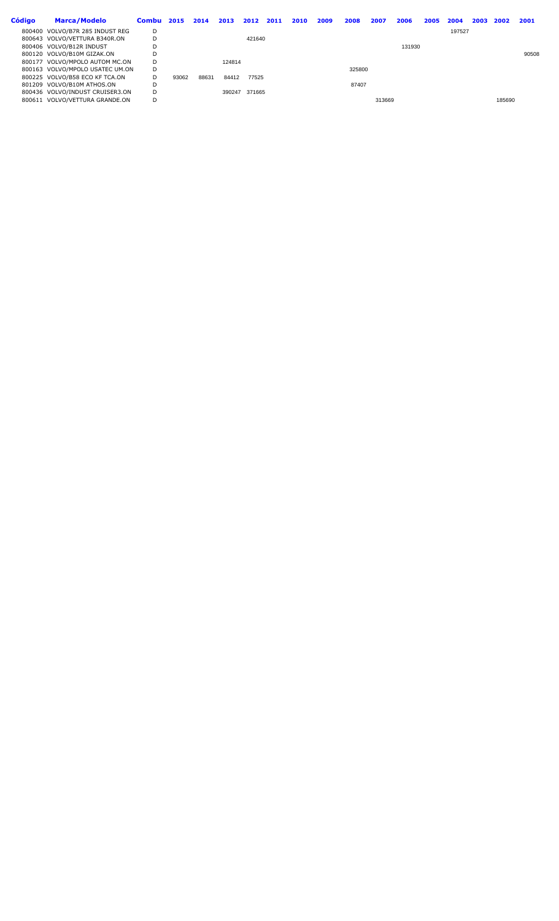| Código | Marca/Modelo | Combu | 2015 | 2014 | 2013 | 2012 | 2011 | 2010 | 2009 | 2008 | 2007 | 2006 | 2005 | 2004 | 2003 | 2002 | 2001 |
|---|---|---|---|---|---|---|---|---|---|---|---|---|---|---|---|---|---|
| 800400 | VOLVO/B7R 285 INDUST REG | D | | | | | | | | | | | | 197527 | | | |
| 800643 | VOLVO/VETTURA B340R.ON | D | | | | 421640 | | | | | | | | | | | |
| 800406 | VOLVO/B12R INDUST | D | | | | | | | | | | 131930 | | | | | |
| 800120 | VOLVO/B10M GIZAK.ON | D | | | | | | | | | | | | | | | 90508 |
| 800177 | VOLVO/MPOLO AUTOM MC.ON | D | | | 124814 | | | | | | | | | | | | |
| 800163 | VOLVO/MPOLO USATEC UM.ON | D | | | | | | | | 325800 | | | | | | | |
| 800225 | VOLVO/B58 ECO KF TCA.ON | D | 93062 | 88631 | 84412 | 77525 | | | | | | | | | | | |
| 801209 | VOLVO/B10M ATHOS.ON | D | | | | | | | | 87407 | | | | | | | |
| 800436 | VOLVO/INDUST CRUISER3.ON | D | | | 390247 | 371665 | | | | | | | | | | | |
| 800611 | VOLVO/VETTURA GRANDE.ON | D | | | | | | | | | 313669 | | | | | 185690 | |